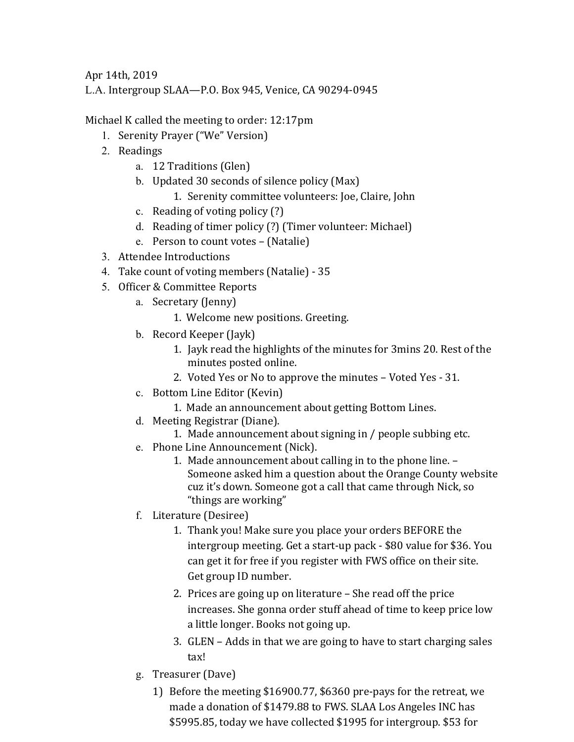Apr 14th, 2019

L.A. Intergroup SLAA—P.O. Box 945, Venice, CA 90294-0945

Michael K called the meeting to order: 12:17pm

1. Serenity Prayer ("We" Version)
2. Readings
   a. 12 Traditions (Glen)
   b. Updated 30 seconds of silence policy (Max)
      1. Serenity committee volunteers: Joe, Claire, John
   c. Reading of voting policy (?)
   d. Reading of timer policy (?) (Timer volunteer: Michael)
   e. Person to count votes – (Natalie)
3. Attendee Introductions
4. Take count of voting members (Natalie) - 35
5. Officer & Committee Reports
   a. Secretary (Jenny)
      1. Welcome new positions. Greeting.
   b. Record Keeper (Jayk)
      1. Jayk read the highlights of the minutes for 3mins 20. Rest of the minutes posted online.
      2. Voted Yes or No to approve the minutes – Voted Yes - 31.
   c. Bottom Line Editor (Kevin)
      1. Made an announcement about getting Bottom Lines.
   d. Meeting Registrar (Diane).
      1. Made announcement about signing in / people subbing etc.
   e. Phone Line Announcement (Nick).
      1. Made announcement about calling in to the phone line. – Someone asked him a question about the Orange County website cuz it's down. Someone got a call that came through Nick, so "things are working"
   f. Literature (Desiree)
      1. Thank you! Make sure you place your orders BEFORE the intergroup meeting. Get a start-up pack - $80 value for $36. You can get it for free if you register with FWS office on their site. Get group ID number.
      2. Prices are going up on literature – She read off the price increases. She gonna order stuff ahead of time to keep price low a little longer. Books not going up.
      3. GLEN – Adds in that we are going to have to start charging sales tax!
   g. Treasurer (Dave)
      1) Before the meeting $16900.77, $6360 pre-pays for the retreat, we made a donation of $1479.88 to FWS. SLAA Los Angeles INC has $5995.85, today we have collected $1995 for intergroup. $53 for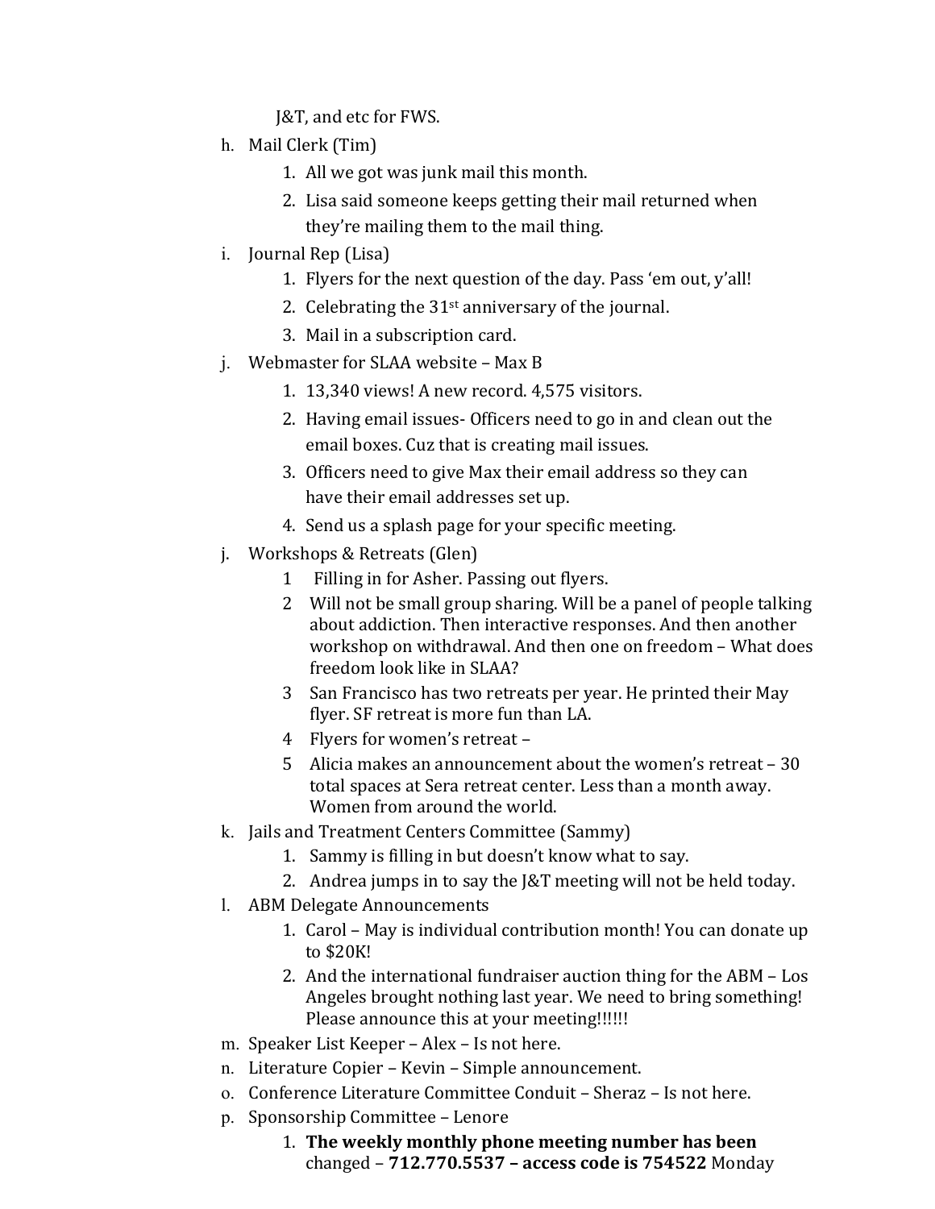J&T, and etc for FWS.

h. Mail Clerk (Tim)
    1. All we got was junk mail this month.
    2. Lisa said someone keeps getting their mail returned when they're mailing them to the mail thing.
i. Journal Rep (Lisa)
    1. Flyers for the next question of the day. Pass 'em out, y'all!
    2. Celebrating the 31st anniversary of the journal.
    3. Mail in a subscription card.
j. Webmaster for SLAA website – Max B
    1. 13,340 views! A new record. 4,575 visitors.
    2. Having email issues- Officers need to go in and clean out the email boxes. Cuz that is creating mail issues.
    3. Officers need to give Max their email address so they can have their email addresses set up.
    4. Send us a splash page for your specific meeting.
j. Workshops & Retreats (Glen)
    1 Filling in for Asher. Passing out flyers.
    2 Will not be small group sharing. Will be a panel of people talking about addiction. Then interactive responses. And then another workshop on withdrawal. And then one on freedom – What does freedom look like in SLAA?
    3 San Francisco has two retreats per year. He printed their May flyer. SF retreat is more fun than LA.
    4 Flyers for women's retreat –
    5 Alicia makes an announcement about the women's retreat – 30 total spaces at Sera retreat center. Less than a month away. Women from around the world.
k. Jails and Treatment Centers Committee (Sammy)
    1. Sammy is filling in but doesn't know what to say.
    2. Andrea jumps in to say the J&T meeting will not be held today.
l. ABM Delegate Announcements
    1. Carol – May is individual contribution month! You can donate up to $20K!
    2. And the international fundraiser auction thing for the ABM – Los Angeles brought nothing last year. We need to bring something! Please announce this at your meeting!!!!!!
m. Speaker List Keeper – Alex – Is not here.
n. Literature Copier – Kevin – Simple announcement.
o. Conference Literature Committee Conduit – Sheraz – Is not here.
p. Sponsorship Committee – Lenore
    1. **The weekly monthly phone meeting number has been** changed – **712.770.5537 – access code is 754522** Monday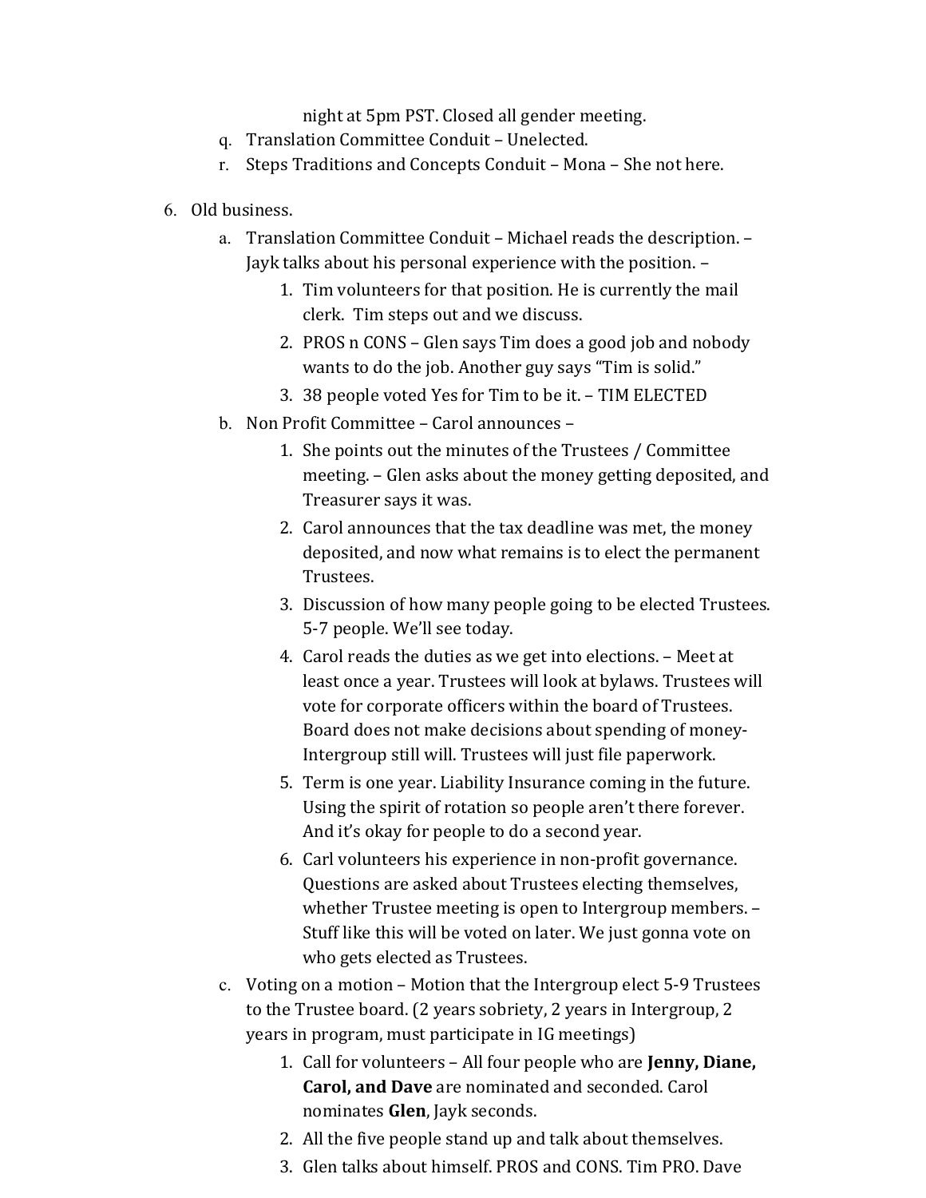night at 5pm PST. Closed all gender meeting.

q. Translation Committee Conduit – Unelected.

r. Steps Traditions and Concepts Conduit – Mona – She not here.

6. Old business.
   a. Translation Committee Conduit – Michael reads the description. – Jayk talks about his personal experience with the position. –
      1. Tim volunteers for that position. He is currently the mail clerk. Tim steps out and we discuss.
      2. PROS n CONS – Glen says Tim does a good job and nobody wants to do the job. Another guy says "Tim is solid."
      3. 38 people voted Yes for Tim to be it. – TIM ELECTED
   b. Non Profit Committee – Carol announces –
      1. She points out the minutes of the Trustees / Committee meeting. – Glen asks about the money getting deposited, and Treasurer says it was.
      2. Carol announces that the tax deadline was met, the money deposited, and now what remains is to elect the permanent Trustees.
      3. Discussion of how many people going to be elected Trustees. 5-7 people. We'll see today.
      4. Carol reads the duties as we get into elections. – Meet at least once a year. Trustees will look at bylaws. Trustees will vote for corporate officers within the board of Trustees. Board does not make decisions about spending of money-Intergroup still will. Trustees will just file paperwork.
      5. Term is one year. Liability Insurance coming in the future. Using the spirit of rotation so people aren't there forever. And it's okay for people to do a second year.
      6. Carl volunteers his experience in non-profit governance. Questions are asked about Trustees electing themselves, whether Trustee meeting is open to Intergroup members. – Stuff like this will be voted on later. We just gonna vote on who gets elected as Trustees.
   c. Voting on a motion – Motion that the Intergroup elect 5-9 Trustees to the Trustee board. (2 years sobriety, 2 years in Intergroup, 2 years in program, must participate in IG meetings)
      1. Call for volunteers – All four people who are **Jenny, Diane, Carol, and Dave** are nominated and seconded. Carol nominates **Glen**, Jayk seconds.
      2. All the five people stand up and talk about themselves.
      3. Glen talks about himself. PROS and CONS. Tim PRO. Dave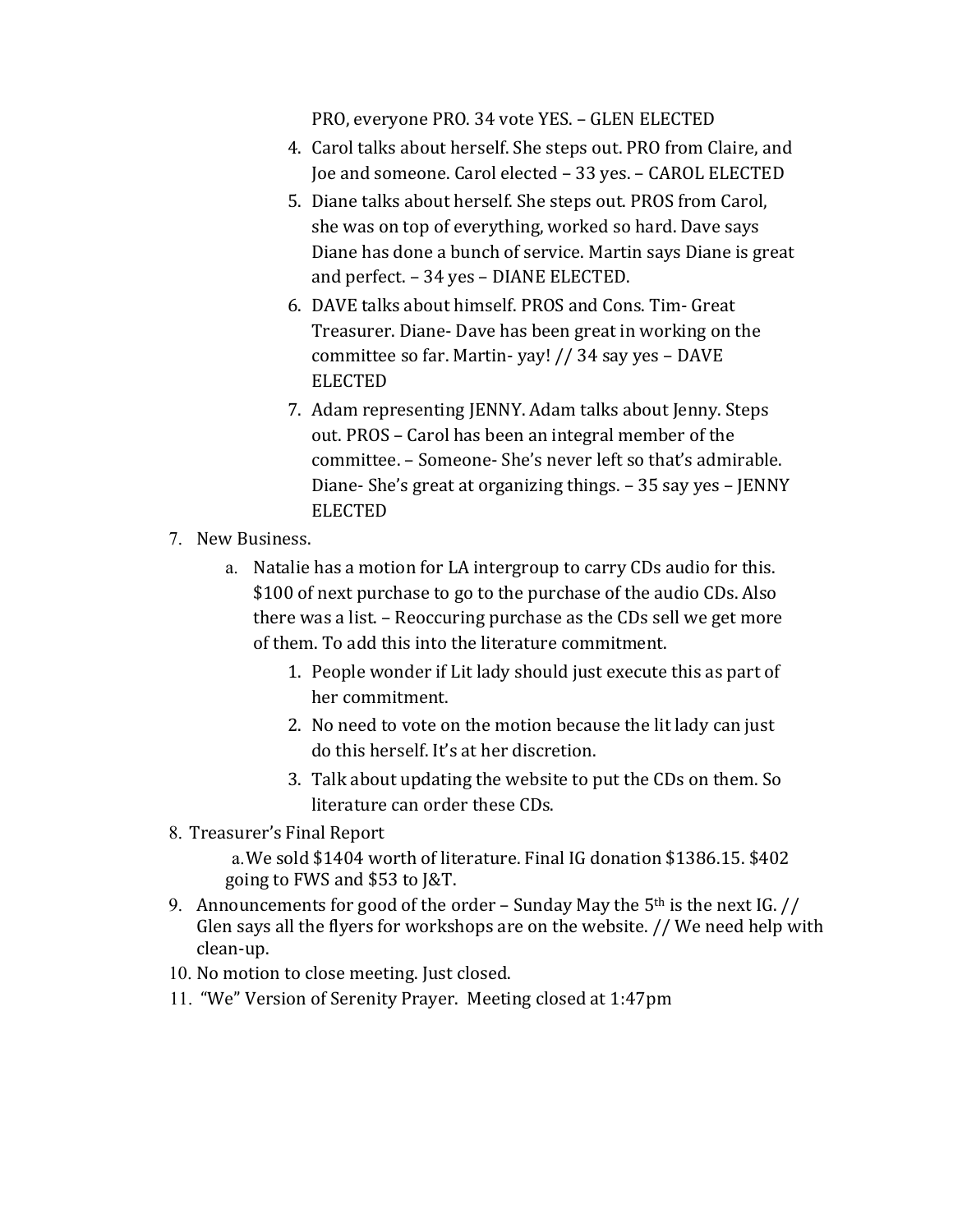PRO, everyone PRO. 34 vote YES. – GLEN ELECTED

4. Carol talks about herself. She steps out. PRO from Claire, and Joe and someone. Carol elected – 33 yes. – CAROL ELECTED
5. Diane talks about herself. She steps out. PROS from Carol, she was on top of everything, worked so hard. Dave says Diane has done a bunch of service. Martin says Diane is great and perfect. – 34 yes – DIANE ELECTED.
6. DAVE talks about himself. PROS and Cons. Tim- Great Treasurer. Diane- Dave has been great in working on the committee so far. Martin- yay! // 34 say yes – DAVE ELECTED
7. Adam representing JENNY. Adam talks about Jenny. Steps out. PROS – Carol has been an integral member of the committee. – Someone- She's never left so that's admirable. Diane- She's great at organizing things. – 35 say yes – JENNY ELECTED

7. New Business.
   a. Natalie has a motion for LA intergroup to carry CDs audio for this. $100 of next purchase to go to the purchase of the audio CDs. Also there was a list. – Reoccuring purchase as the CDs sell we get more of them. To add this into the literature commitment.
      1. People wonder if Lit lady should just execute this as part of her commitment.
      2. No need to vote on the motion because the lit lady can just do this herself. It's at her discretion.
      3. Talk about updating the website to put the CDs on them. So literature can order these CDs.
8. Treasurer's Final Report
   a. We sold $1404 worth of literature. Final IG donation $1386.15. $402 going to FWS and $53 to J&T.
9. Announcements for good of the order – Sunday May the 5th is the next IG. // Glen says all the flyers for workshops are on the website. // We need help with clean-up.
10. No motion to close meeting. Just closed.
11. "We" Version of Serenity Prayer. Meeting closed at 1:47pm